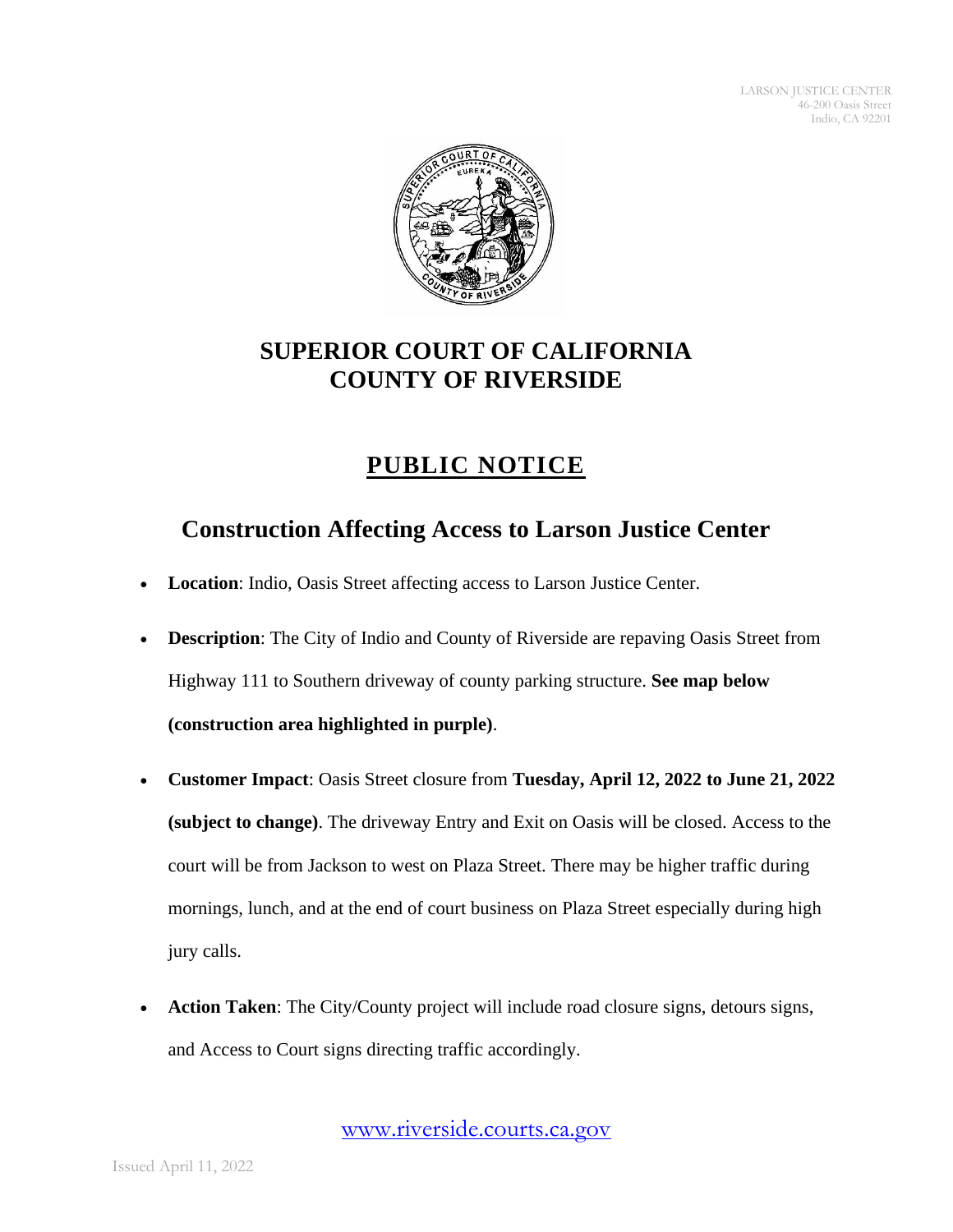LARSON JUSTICE CENTER
46-200 Oasis Street
Indio, CA 92201

# SUPERIOR COURT OF CALIFORNIA
# COUNTY OF RIVERSIDE

## PUBLIC NOTICE

## Construction Affecting Access to Larson Justice Center

- **Location**: Indio, Oasis Street affecting access to Larson Justice Center.
- **Description**: The City of Indio and County of Riverside are repaving Oasis Street from Highway 111 to Southern driveway of county parking structure. **See map below (construction area highlighted in purple)**.
- **Customer Impact**: Oasis Street closure from **Tuesday, April 12, 2022 to June 21, 2022 (subject to change)**. The driveway Entry and Exit on Oasis will be closed. Access to the court will be from Jackson to west on Plaza Street. There may be higher traffic during mornings, lunch, and at the end of court business on Plaza Street especially during high jury calls.
- **Action Taken**: The City/County project will include road closure signs, detours signs, and Access to Court signs directing traffic accordingly.

www.riverside.courts.ca.gov

Issued April 11, 2022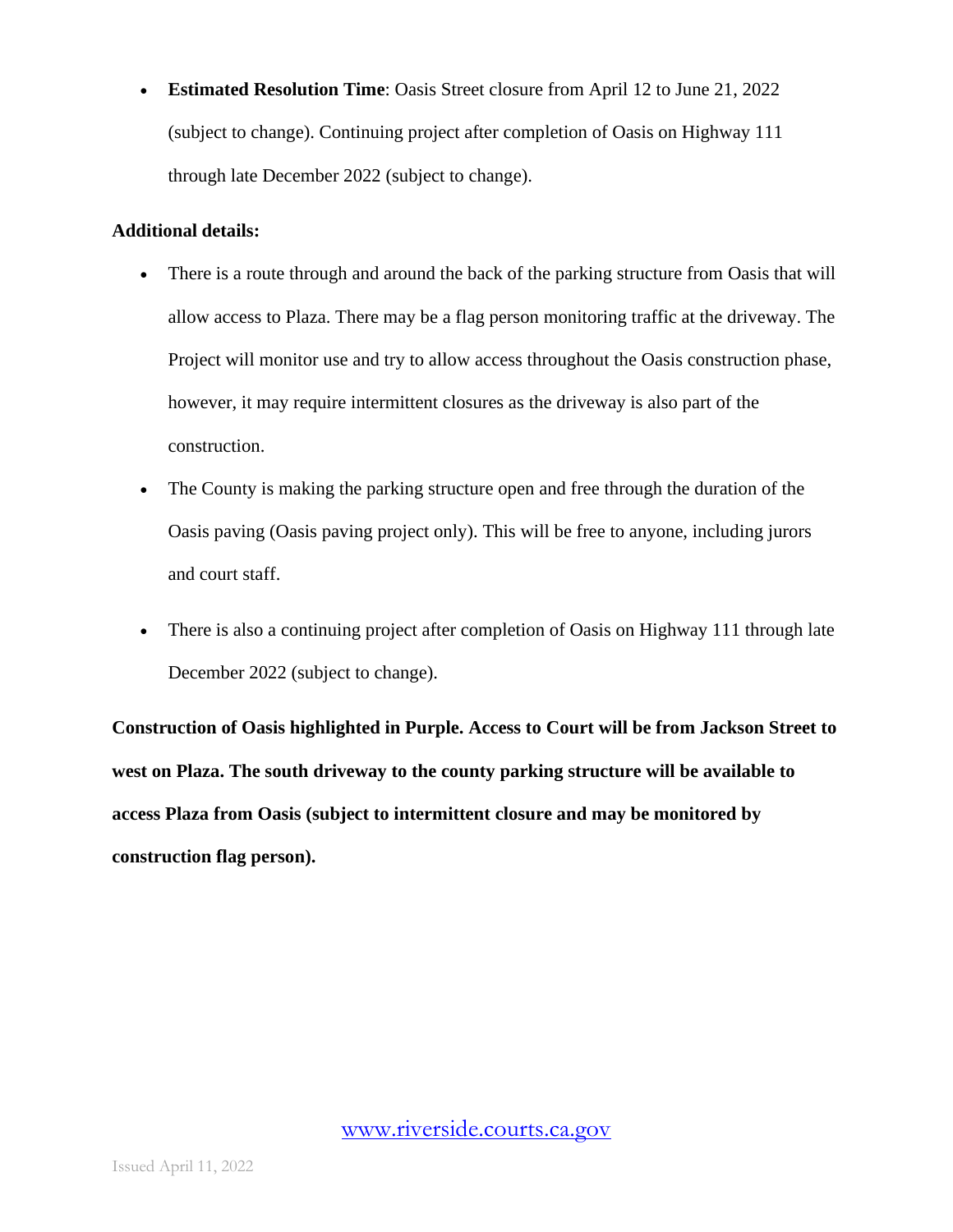- **Estimated Resolution Time**: Oasis Street closure from April 12 to June 21, 2022 (subject to change). Continuing project after completion of Oasis on Highway 111 through late December 2022 (subject to change).

**Additional details:**

- There is a route through and around the back of the parking structure from Oasis that will allow access to Plaza. There may be a flag person monitoring traffic at the driveway. The Project will monitor use and try to allow access throughout the Oasis construction phase, however, it may require intermittent closures as the driveway is also part of the construction.
- The County is making the parking structure open and free through the duration of the Oasis paving (Oasis paving project only). This will be free to anyone, including jurors and court staff.
- There is also a continuing project after completion of Oasis on Highway 111 through late December 2022 (subject to change).

**Construction of Oasis highlighted in Purple. Access to Court will be from Jackson Street to west on Plaza. The south driveway to the county parking structure will be available to access Plaza from Oasis (subject to intermittent closure and may be monitored by construction flag person).**

www.riverside.courts.ca.gov

Issued April 11, 2022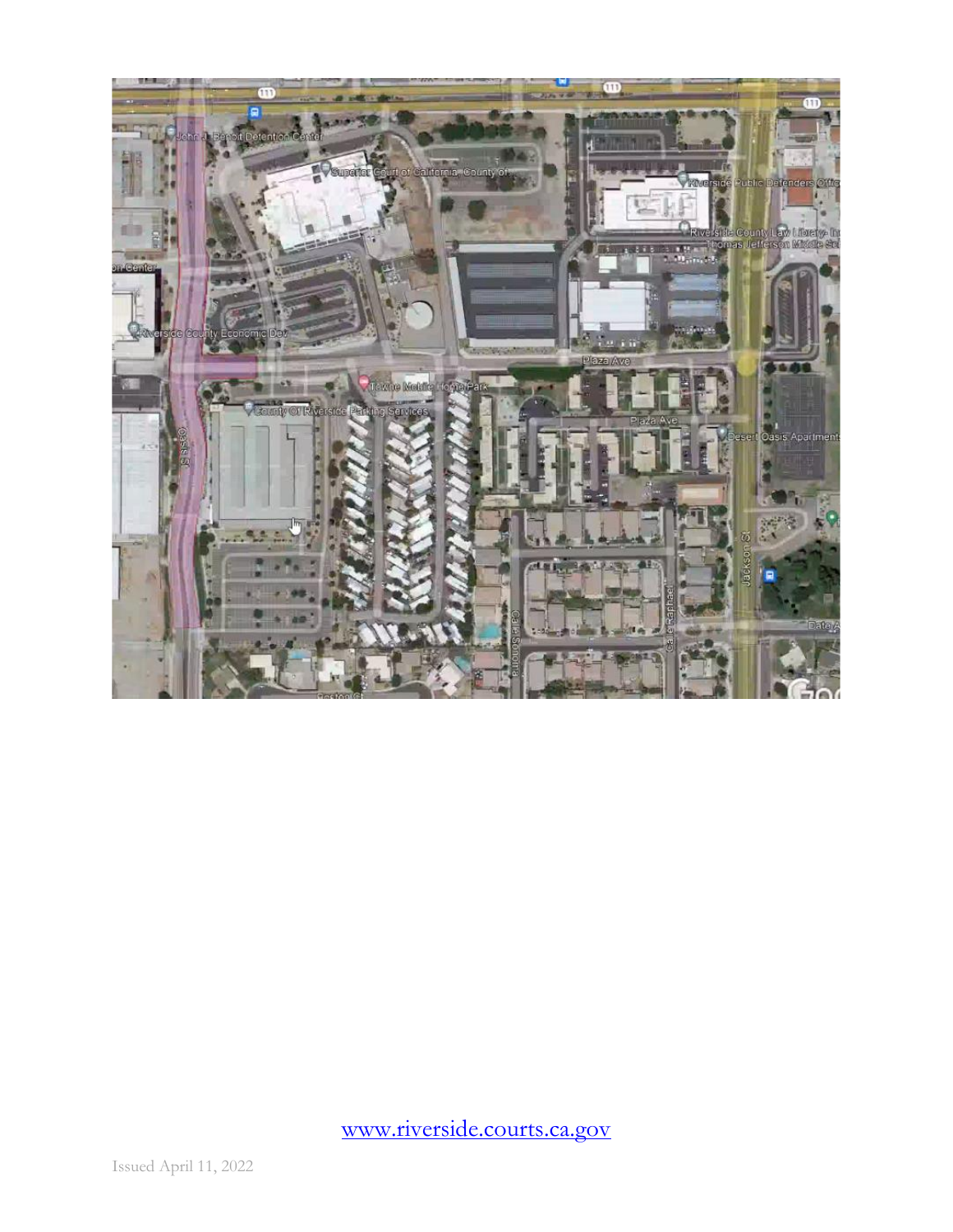www.riversi​de.courts.ca.gov

Issued April 11, 2022

www.riverside.courts.ca.gov

Issued April 11, 2022